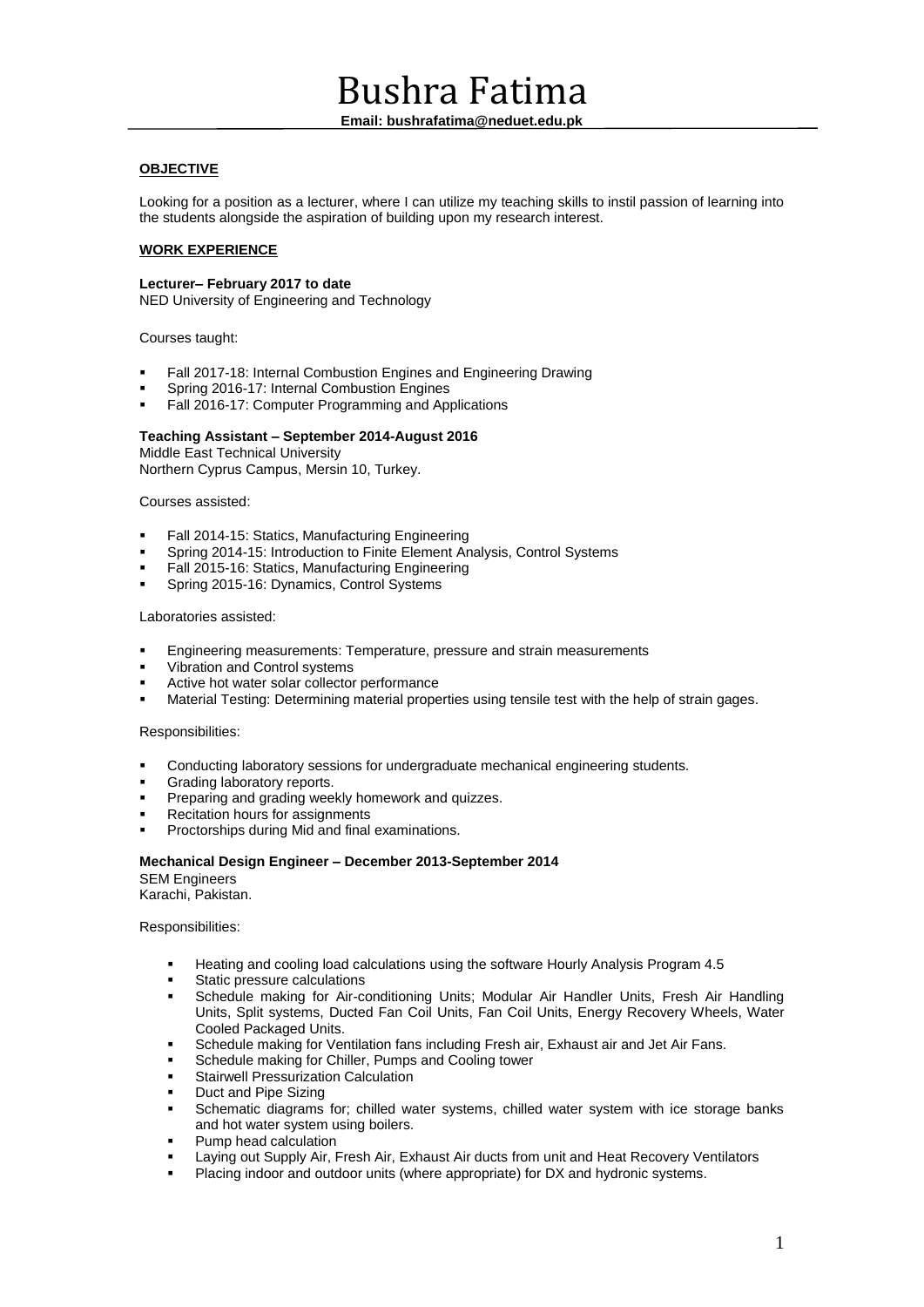# Bushra Fatima

**Email: bushrafatima@neduet.edu.pk**

## OBJECTIVE

Looking for a position as a lecturer, where I can utilize my teaching skills to instil passion of learning into the students alongside the aspiration of building upon my research interest.

## WORK EXPERIENCE

**Lecturer– February 2017 to date**
NED University of Engineering and Technology

Courses taught:

- Fall 2017-18: Internal Combustion Engines and Engineering Drawing
- Spring 2016-17: Internal Combustion Engines
- Fall 2016-17: Computer Programming and Applications

**Teaching Assistant – September 2014-August 2016**
Middle East Technical University
Northern Cyprus Campus, Mersin 10, Turkey.

Courses assisted:

- Fall 2014-15: Statics, Manufacturing Engineering
- Spring 2014-15: Introduction to Finite Element Analysis, Control Systems
- Fall 2015-16: Statics, Manufacturing Engineering
- Spring 2015-16: Dynamics, Control Systems

Laboratories assisted:

- Engineering measurements: Temperature, pressure and strain measurements
- Vibration and Control systems
- Active hot water solar collector performance
- Material Testing: Determining material properties using tensile test with the help of strain gages.

Responsibilities:

- Conducting laboratory sessions for undergraduate mechanical engineering students.
- Grading laboratory reports.
- Preparing and grading weekly homework and quizzes.
- Recitation hours for assignments
- Proctorships during Mid and final examinations.

**Mechanical Design Engineer – December 2013-September 2014**
SEM Engineers
Karachi, Pakistan.

Responsibilities:

- Heating and cooling load calculations using the software Hourly Analysis Program 4.5
- Static pressure calculations
- Schedule making for Air-conditioning Units; Modular Air Handler Units, Fresh Air Handling Units, Split systems, Ducted Fan Coil Units, Fan Coil Units, Energy Recovery Wheels, Water Cooled Packaged Units.
- Schedule making for Ventilation fans including Fresh air, Exhaust air and Jet Air Fans.
- Schedule making for Chiller, Pumps and Cooling tower
- Stairwell Pressurization Calculation
- Duct and Pipe Sizing
- Schematic diagrams for; chilled water systems, chilled water system with ice storage banks and hot water system using boilers.
- Pump head calculation
- Laying out Supply Air, Fresh Air, Exhaust Air ducts from unit and Heat Recovery Ventilators
- Placing indoor and outdoor units (where appropriate) for DX and hydronic systems.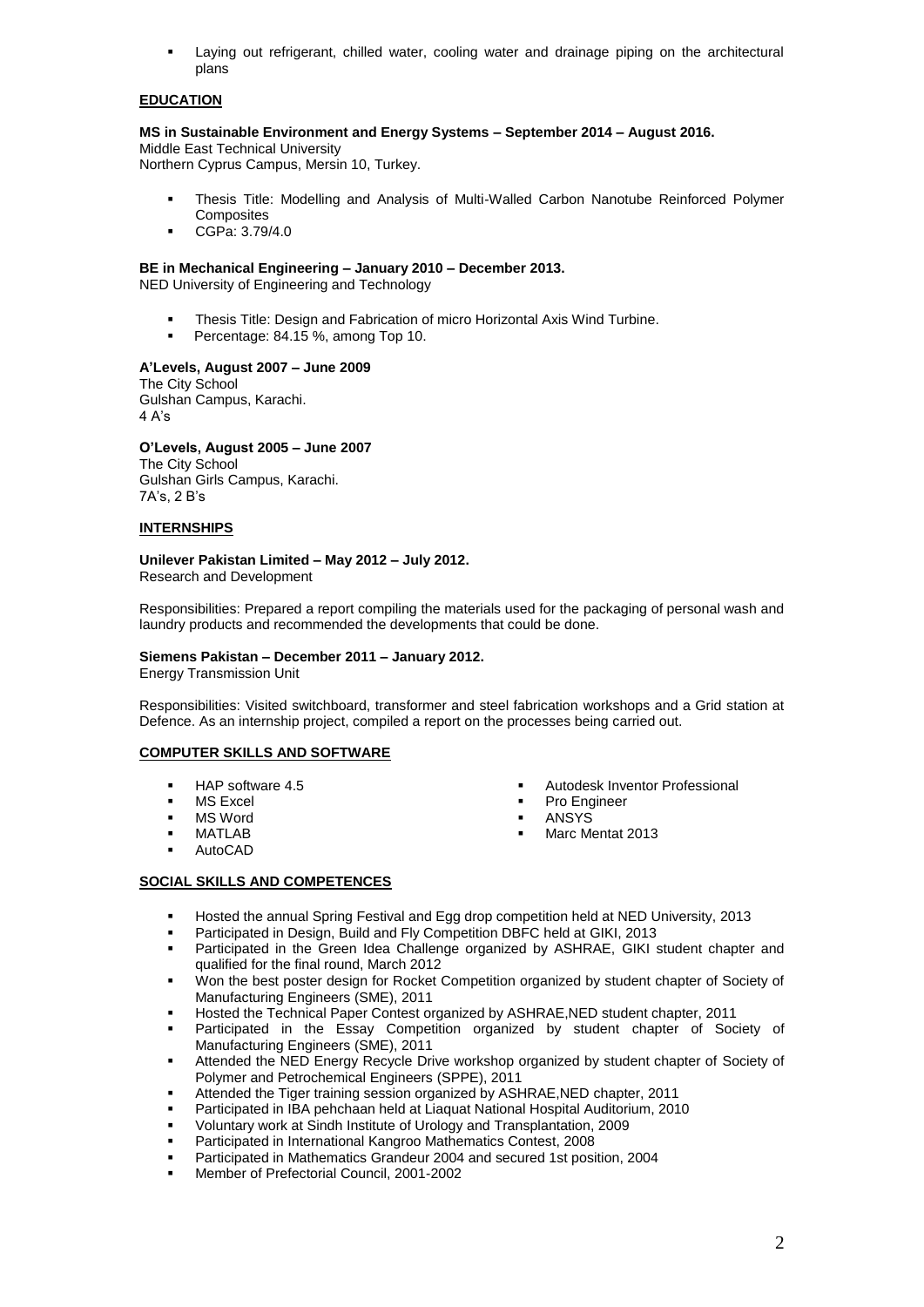- Laying out refrigerant, chilled water, cooling water and drainage piping on the architectural plans

## EDUCATION

**MS in Sustainable Environment and Energy Systems – September 2014 – August 2016.**
Middle East Technical University
Northern Cyprus Campus, Mersin 10, Turkey.

- Thesis Title: Modelling and Analysis of Multi-Walled Carbon Nanotube Reinforced Polymer Composites
- CGPa: 3.79/4.0

**BE in Mechanical Engineering – January 2010 – December 2013.**
NED University of Engineering and Technology

- Thesis Title: Design and Fabrication of micro Horizontal Axis Wind Turbine.
- Percentage: 84.15 %, among Top 10.

**A'Levels, August 2007 – June 2009**
The City School
Gulshan Campus, Karachi.
4 A's

**O'Levels, August 2005 – June 2007**
The City School
Gulshan Girls Campus, Karachi.
7A's, 2 B's

## INTERNSHIPS

**Unilever Pakistan Limited – May 2012 – July 2012.**
Research and Development

Responsibilities: Prepared a report compiling the materials used for the packaging of personal wash and laundry products and recommended the developments that could be done.

**Siemens Pakistan – December 2011 – January 2012.**
Energy Transmission Unit

Responsibilities: Visited switchboard, transformer and steel fabrication workshops and a Grid station at Defence. As an internship project, compiled a report on the processes being carried out.

## COMPUTER SKILLS AND SOFTWARE

- HAP software 4.5
- MS Excel
- MS Word
- MATLAB
- AutoCAD
- Autodesk Inventor Professional
- Pro Engineer
- ANSYS
- Marc Mentat 2013

## SOCIAL SKILLS AND COMPETENCES

- Hosted the annual Spring Festival and Egg drop competition held at NED University, 2013
- Participated in Design, Build and Fly Competition DBFC held at GIKI, 2013
- Participated in the Green Idea Challenge organized by ASHRAE, GIKI student chapter and qualified for the final round, March 2012
- Won the best poster design for Rocket Competition organized by student chapter of Society of Manufacturing Engineers (SME), 2011
- Hosted the Technical Paper Contest organized by ASHRAE,NED student chapter, 2011
- Participated in the Essay Competition organized by student chapter of Society of Manufacturing Engineers (SME), 2011
- Attended the NED Energy Recycle Drive workshop organized by student chapter of Society of Polymer and Petrochemical Engineers (SPPE), 2011
- Attended the Tiger training session organized by ASHRAE,NED chapter, 2011
- Participated in IBA pehchaan held at Liaquat National Hospital Auditorium, 2010
- Voluntary work at Sindh Institute of Urology and Transplantation, 2009
- Participated in International Kangroo Mathematics Contest, 2008
- Participated in Mathematics Grandeur 2004 and secured 1st position, 2004
- Member of Prefectorial Council, 2001-2002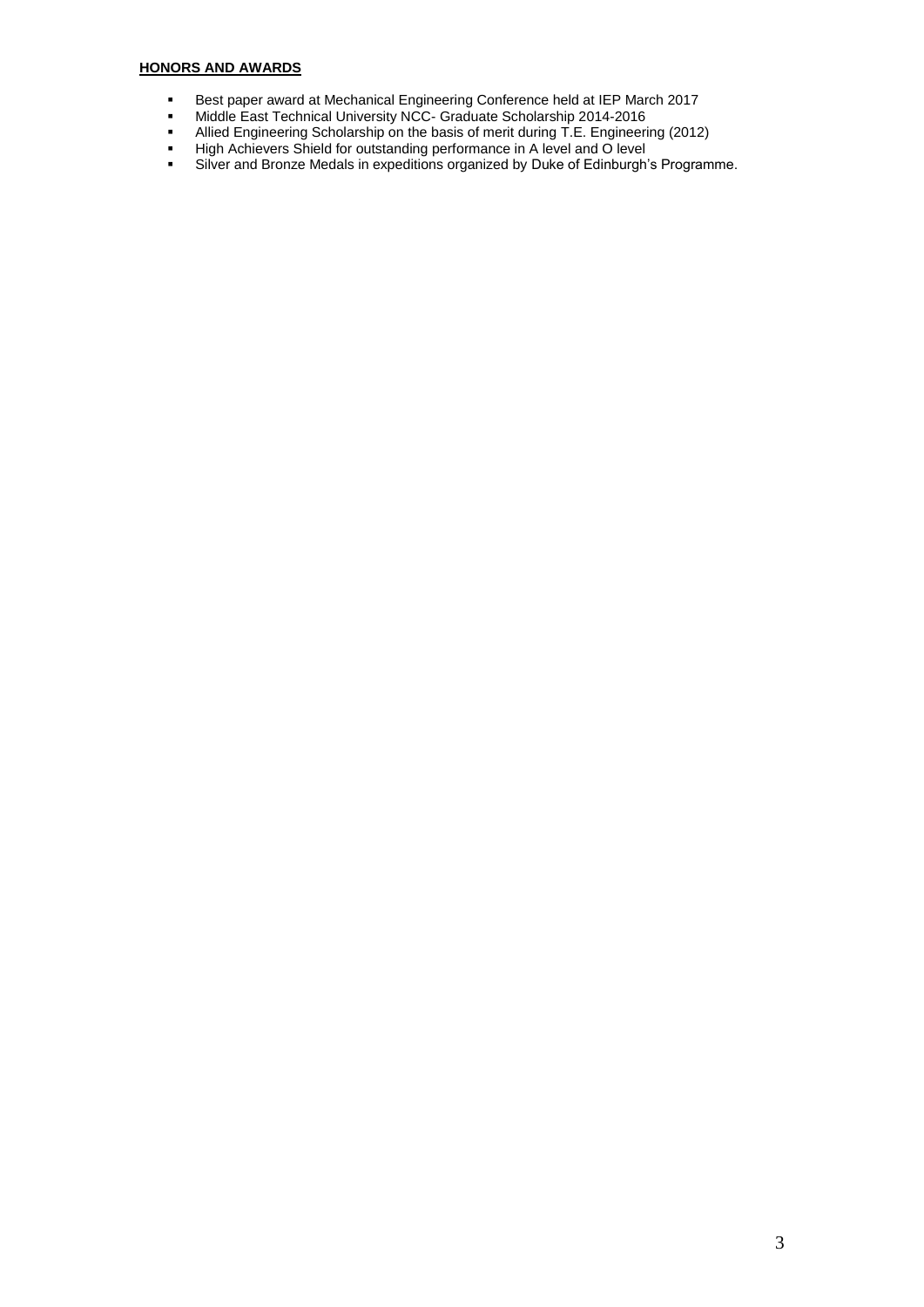**HONORS AND AWARDS**

- Best paper award at Mechanical Engineering Conference held at IEP March 2017
- Middle East Technical University NCC- Graduate Scholarship 2014-2016
- Allied Engineering Scholarship on the basis of merit during T.E. Engineering (2012)
- High Achievers Shield for outstanding performance in A level and O level
- Silver and Bronze Medals in expeditions organized by Duke of Edinburgh's Programme.